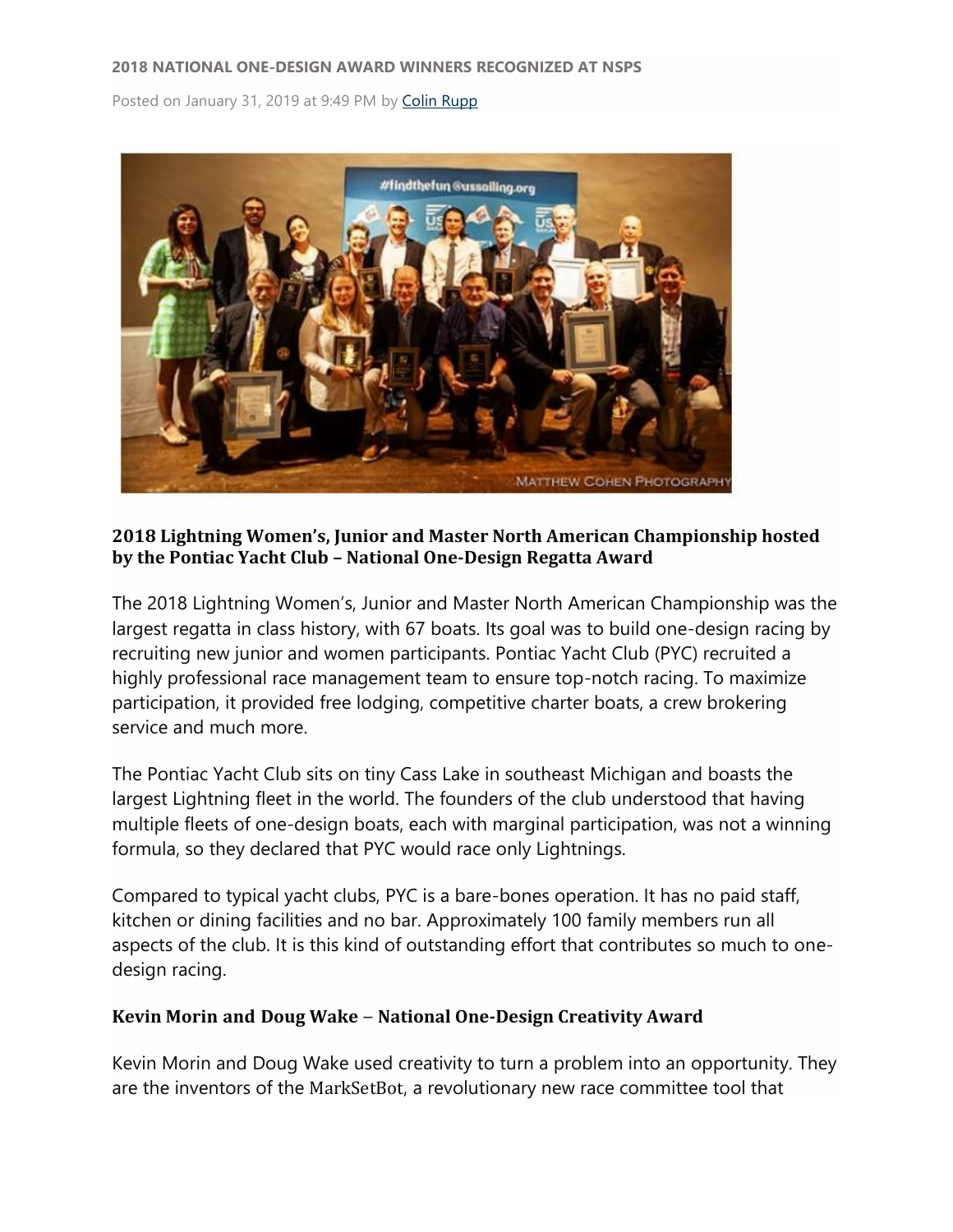**2018 NATIONAL ONE-DESIGN AWARD WINNERS RECOGNIZED AT NSPS**

Posted on January 31, 2019 at 9:49 PM by Colin Rupp

### 2018 Lightning Women's, Junior and Master North American Championship hosted by the Pontiac Yacht Club – National One-Design Regatta Award

The 2018 Lightning Women's, Junior and Master North American Championship was the largest regatta in class history, with 67 boats. Its goal was to build one-design racing by recruiting new junior and women participants. Pontiac Yacht Club (PYC) recruited a highly professional race management team to ensure top-notch racing. To maximize participation, it provided free lodging, competitive charter boats, a crew brokering service and much more.

The Pontiac Yacht Club sits on tiny Cass Lake in southeast Michigan and boasts the largest Lightning fleet in the world. The founders of the club understood that having multiple fleets of one-design boats, each with marginal participation, was not a winning formula, so they declared that PYC would race only Lightnings.

Compared to typical yacht clubs, PYC is a bare-bones operation. It has no paid staff, kitchen or dining facilities and no bar. Approximately 100 family members run all aspects of the club. It is this kind of outstanding effort that contributes so much to one-design racing.

### Kevin Morin and Doug Wake – National One-Design Creativity Award

Kevin Morin and Doug Wake used creativity to turn a problem into an opportunity. They are the inventors of the MarkSetBot, a revolutionary new race committee tool that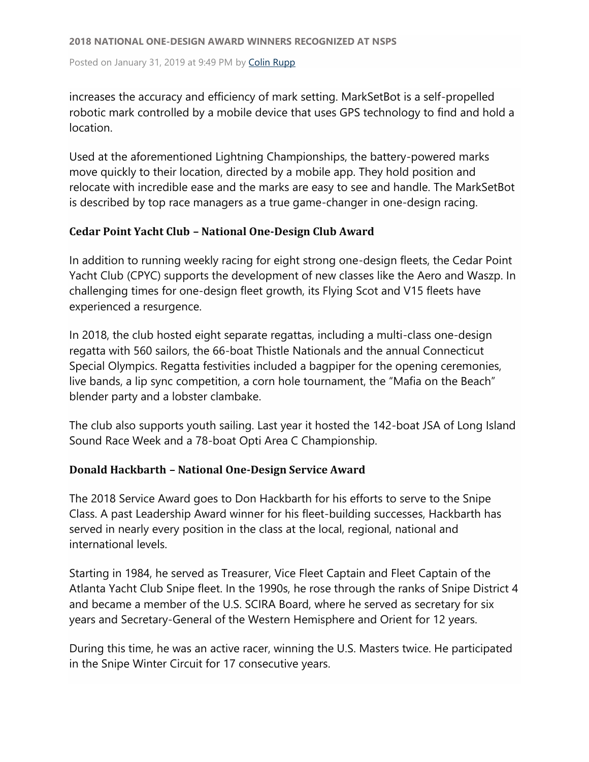increases the accuracy and efficiency of mark setting. MarkSetBot is a self-propelled robotic mark controlled by a mobile device that uses GPS technology to find and hold a location.

Used at the aforementioned Lightning Championships, the battery-powered marks move quickly to their location, directed by a mobile app. They hold position and relocate with incredible ease and the marks are easy to see and handle. The MarkSetBot is described by top race managers as a true game-changer in one-design racing.

### Cedar Point Yacht Club – National One-Design Club Award

In addition to running weekly racing for eight strong one-design fleets, the Cedar Point Yacht Club (CPYC) supports the development of new classes like the Aero and Waszp. In challenging times for one-design fleet growth, its Flying Scot and V15 fleets have experienced a resurgence.

In 2018, the club hosted eight separate regattas, including a multi-class one-design regatta with 560 sailors, the 66-boat Thistle Nationals and the annual Connecticut Special Olympics. Regatta festivities included a bagpiper for the opening ceremonies, live bands, a lip sync competition, a corn hole tournament, the "Mafia on the Beach" blender party and a lobster clambake.

The club also supports youth sailing. Last year it hosted the 142-boat JSA of Long Island Sound Race Week and a 78-boat Opti Area C Championship.

### Donald Hackbarth – National One-Design Service Award

The 2018 Service Award goes to Don Hackbarth for his efforts to serve to the Snipe Class. A past Leadership Award winner for his fleet-building successes, Hackbarth has served in nearly every position in the class at the local, regional, national and international levels.

Starting in 1984, he served as Treasurer, Vice Fleet Captain and Fleet Captain of the Atlanta Yacht Club Snipe fleet. In the 1990s, he rose through the ranks of Snipe District 4 and became a member of the U.S. SCIRA Board, where he served as secretary for six years and Secretary-General of the Western Hemisphere and Orient for 12 years.

During this time, he was an active racer, winning the U.S. Masters twice. He participated in the Snipe Winter Circuit for 17 consecutive years.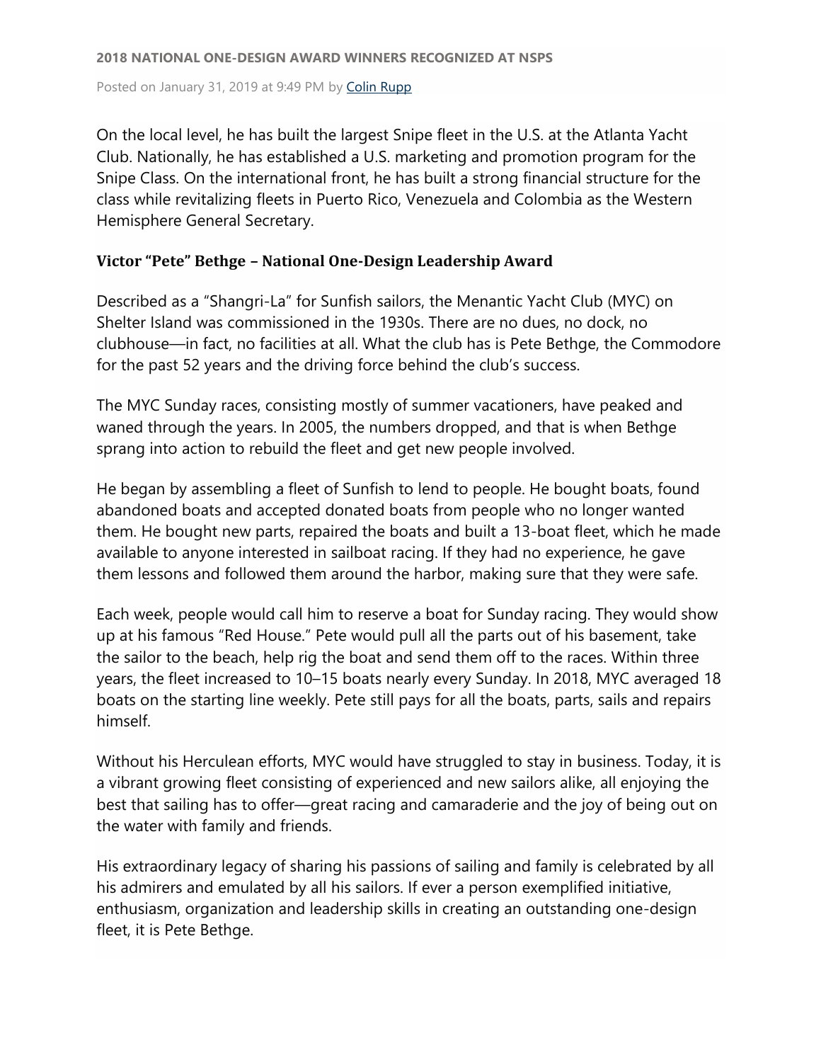On the local level, he has built the largest Snipe fleet in the U.S. at the Atlanta Yacht Club. Nationally, he has established a U.S. marketing and promotion program for the Snipe Class. On the international front, he has built a strong financial structure for the class while revitalizing fleets in Puerto Rico, Venezuela and Colombia as the Western Hemisphere General Secretary.

### Victor "Pete" Bethge – National One-Design Leadership Award

Described as a "Shangri-La" for Sunfish sailors, the Menantic Yacht Club (MYC) on Shelter Island was commissioned in the 1930s. There are no dues, no dock, no clubhouse—in fact, no facilities at all. What the club has is Pete Bethge, the Commodore for the past 52 years and the driving force behind the club's success.

The MYC Sunday races, consisting mostly of summer vacationers, have peaked and waned through the years. In 2005, the numbers dropped, and that is when Bethge sprang into action to rebuild the fleet and get new people involved.

He began by assembling a fleet of Sunfish to lend to people. He bought boats, found abandoned boats and accepted donated boats from people who no longer wanted them. He bought new parts, repaired the boats and built a 13-boat fleet, which he made available to anyone interested in sailboat racing. If they had no experience, he gave them lessons and followed them around the harbor, making sure that they were safe.

Each week, people would call him to reserve a boat for Sunday racing. They would show up at his famous "Red House." Pete would pull all the parts out of his basement, take the sailor to the beach, help rig the boat and send them off to the races. Within three years, the fleet increased to 10–15 boats nearly every Sunday. In 2018, MYC averaged 18 boats on the starting line weekly. Pete still pays for all the boats, parts, sails and repairs himself.

Without his Herculean efforts, MYC would have struggled to stay in business. Today, it is a vibrant growing fleet consisting of experienced and new sailors alike, all enjoying the best that sailing has to offer—great racing and camaraderie and the joy of being out on the water with family and friends.

His extraordinary legacy of sharing his passions of sailing and family is celebrated by all his admirers and emulated by all his sailors. If ever a person exemplified initiative, enthusiasm, organization and leadership skills in creating an outstanding one-design fleet, it is Pete Bethge.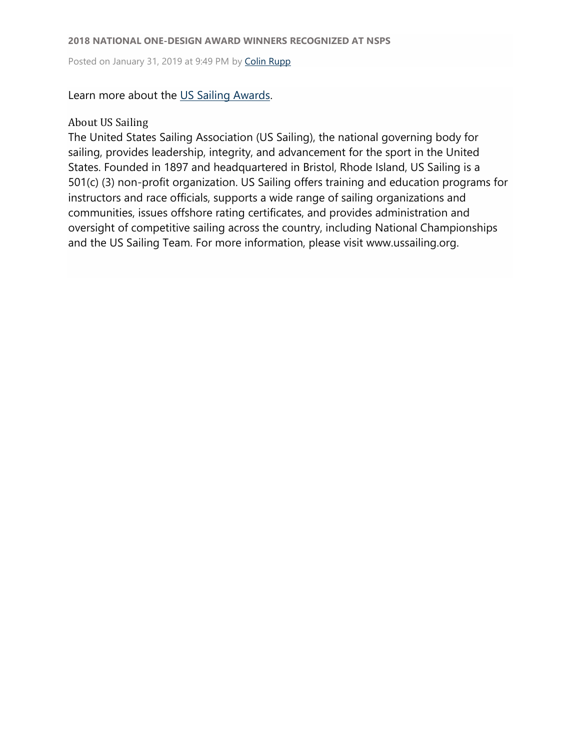**2018 NATIONAL ONE-DESIGN AWARD WINNERS RECOGNIZED AT NSPS**

Posted on January 31, 2019 at 9:49 PM by Colin Rupp

Learn more about the US Sailing Awards.

### About US Sailing

The United States Sailing Association (US Sailing), the national governing body for sailing, provides leadership, integrity, and advancement for the sport in the United States. Founded in 1897 and headquartered in Bristol, Rhode Island, US Sailing is a 501(c) (3) non-profit organization. US Sailing offers training and education programs for instructors and race officials, supports a wide range of sailing organizations and communities, issues offshore rating certificates, and provides administration and oversight of competitive sailing across the country, including National Championships and the US Sailing Team. For more information, please visit www.ussailing.org.